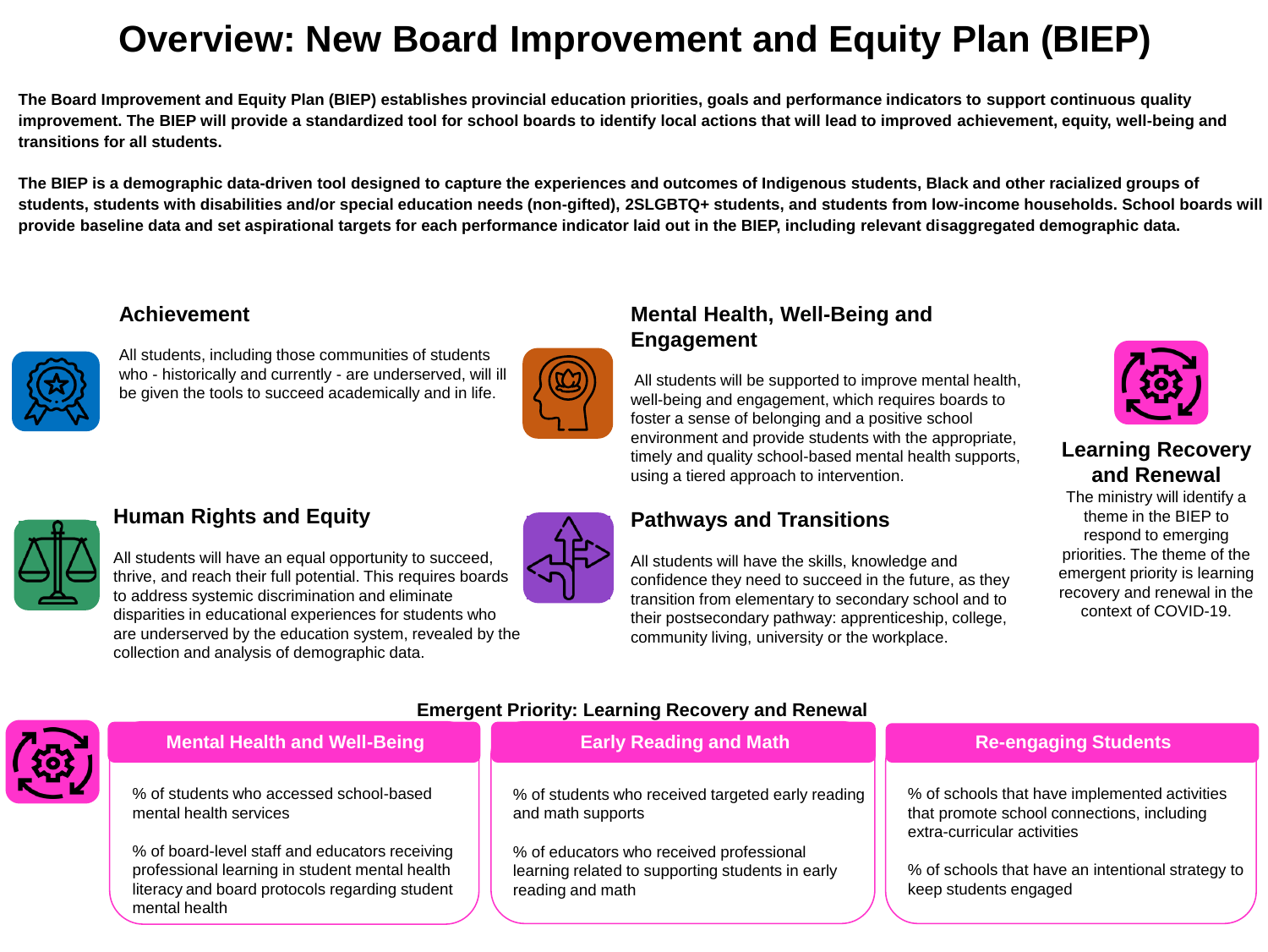# Overview: New Board Improvement and Equity Plan (BIEP)

**The Board Improvement and Equity Plan (BIEP) establishes provincial education priorities, goals and performance indicators to support continuous quality improvement. The BIEP will provide a standardized tool for school boards to identify local actions that will lead to improved achievement, equity, well-being and transitions for all students.**

**The BIEP is a demographic data-driven tool designed to capture the experiences and outcomes of Indigenous students, Black and other racialized groups of students, students with disabilities and/or special education needs (non-gifted), 2SLGBTQ+ students, and students from low-income households. School boards will provide baseline data and set aspirational targets for each performance indicator laid out in the BIEP, including relevant disaggregated demographic data.**

## Achievement

All students, including those communities of students who - historically and currently - are underserved, will ill be given the tools to succeed academically and in life.

## Human Rights and Equity

All students will have an equal opportunity to succeed, thrive, and reach their full potential. This requires boards to address systemic discrimination and eliminate disparities in educational experiences for students who are underserved by the education system, revealed by the collection and analysis of demographic data.

## Mental Health, Well-Being and Engagement

All students will be supported to improve mental health, well-being and engagement, which requires boards to foster a sense of belonging and a positive school environment and provide students with the appropriate, timely and quality school-based mental health supports, using a tiered approach to intervention.

## Pathways and Transitions

All students will have the skills, knowledge and confidence they need to succeed in the future, as they transition from elementary to secondary school and to their postsecondary pathway: apprenticeship, college, community living, university or the workplace.

## Learning Recovery and Renewal

The ministry will identify a theme in the BIEP to respond to emerging priorities. The theme of the emergent priority is learning recovery and renewal in the context of COVID-19.

### Emergent Priority: Learning Recovery and Renewal

| Mental Health and Well-Being | Early Reading and Math | Re-engaging Students |
| --- | --- | --- |
| % of students who accessed school-based mental health services | % of students who received targeted early reading and math supports | % of schools that have implemented activities that promote school connections, including extra-curricular activities |
| % of board-level staff and educators receiving professional learning in student mental health literacy and board protocols regarding student mental health | % of educators who received professional learning related to supporting students in early reading and math | % of schools that have an intentional strategy to keep students engaged |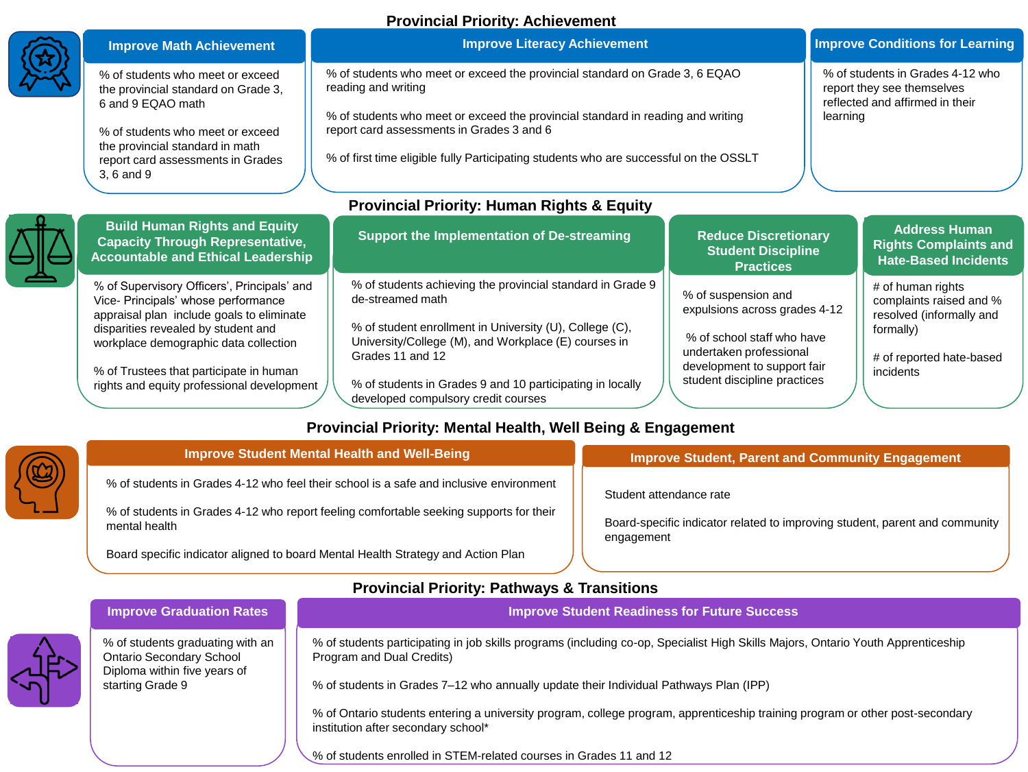## Provincial Priority: Achievement

### Improve Math Achievement

% of students who meet or exceed the provincial standard on Grade 3, 6 and 9 EQAO math

% of students who meet or exceed the provincial standard in math report card assessments in Grades 3, 6 and 9

### Improve Literacy Achievement

% of students who meet or exceed the provincial standard on Grade 3, 6 EQAO reading and writing

% of students who meet or exceed the provincial standard in reading and writing report card assessments in Grades 3 and 6

% of first time eligible fully Participating students who are successful on the OSSLT

### Improve Conditions for Learning

% of students in Grades 4-12 who report they see themselves reflected and affirmed in their learning

## Provincial Priority: Human Rights & Equity

### Build Human Rights and Equity Capacity Through Representative, Accountable and Ethical Leadership

% of Supervisory Officers', Principals' and Vice- Principals' whose performance appraisal plan include goals to eliminate disparities revealed by student and workplace demographic data collection

% of Trustees that participate in human rights and equity professional development

### Support the Implementation of De-streaming

% of students achieving the provincial standard in Grade 9 de-streamed math

% of student enrollment in University (U), College (C), University/College (M), and Workplace (E) courses in Grades 11 and 12

% of students in Grades 9 and 10 participating in locally developed compulsory credit courses

### Reduce Discretionary Student Discipline Practices

% of suspension and expulsions across grades 4-12

% of school staff who have undertaken professional development to support fair student discipline practices

### Address Human Rights Complaints and Hate-Based Incidents

# of human rights complaints raised and % resolved (informally and formally)

# of reported hate-based incidents

## Provincial Priority: Mental Health, Well Being & Engagement

### Improve Student Mental Health and Well-Being

% of students in Grades 4-12 who feel their school is a safe and inclusive environment

% of students in Grades 4-12 who report feeling comfortable seeking supports for their mental health

Board specific indicator aligned to board Mental Health Strategy and Action Plan

### Improve Student, Parent and Community Engagement

Student attendance rate

Board-specific indicator related to improving student, parent and community engagement

## Provincial Priority: Pathways & Transitions

### Improve Graduation Rates

% of students graduating with an Ontario Secondary School Diploma within five years of starting Grade 9

### Improve Student Readiness for Future Success

% of students participating in job skills programs (including co-op, Specialist High Skills Majors, Ontario Youth Apprenticeship Program and Dual Credits)

% of students in Grades 7–12 who annually update their Individual Pathways Plan (IPP)

% of Ontario students entering a university program, college program, apprenticeship training program or other post-secondary institution after secondary school*

% of students enrolled in STEM-related courses in Grades 11 and 12